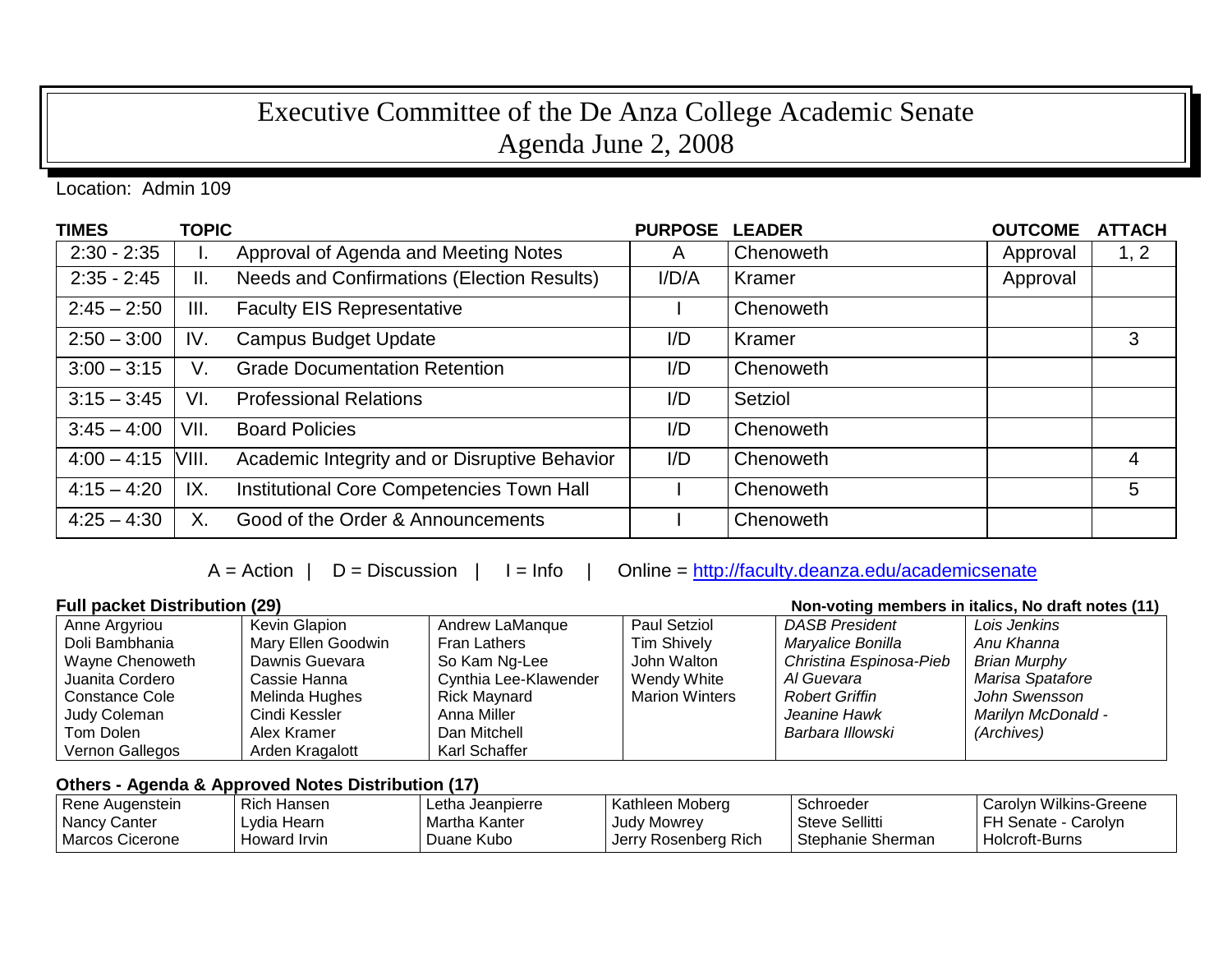# Executive Committee of the De Anza College Academic Senate
# Agenda June 2, 2008

Location: Admin 109

| TIMES | | TOPIC | PURPOSE | LEADER | OUTCOME | ATTACH |
|---|---|---|---|---|---|---|
| 2:30 - 2:35 | I. | Approval of Agenda and Meeting Notes | A | Chenoweth | Approval | 1, 2 |
| 2:35 - 2:45 | II. | Needs and Confirmations (Election Results) | I/D/A | Kramer | Approval | |
| 2:45 – 2:50 | III. | Faculty EIS Representative | I | Chenoweth | | |
| 2:50 – 3:00 | IV. | Campus Budget Update | I/D | Kramer | | 3 |
| 3:00 – 3:15 | V. | Grade Documentation Retention | I/D | Chenoweth | | |
| 3:15 – 3:45 | VI. | Professional Relations | I/D | Setziol | | |
| 3:45 – 4:00 | VII. | Board Policies | I/D | Chenoweth | | |
| 4:00 – 4:15 | VIII. | Academic Integrity and or Disruptive Behavior | I/D | Chenoweth | | 4 |
| 4:15 – 4:20 | IX. | Institutional Core Competencies Town Hall | I | Chenoweth | | 5 |
| 4:25 – 4:30 | X. | Good of the Order & Announcements | I | Chenoweth | | |

A = Action | D = Discussion | I = Info | Online = http://faculty.deanza.edu/academicsenate

**Full packet Distribution (29)** — **Non-voting members in italics, No draft notes (11)**

| | | | | | |
|---|---|---|---|---|---|
| Anne Argyriou | Kevin Glapion | Andrew LaManque | Paul Setziol | *DASB President* | *Lois Jenkins* |
| Doli Bambhania | Mary Ellen Goodwin | Fran Lathers | Tim Shively | *Maryalice Bonilla* | *Anu Khanna* |
| Wayne Chenoweth | Dawnis Guevara | So Kam Ng-Lee | John Walton | *Christina Espinosa-Pieb* | *Brian Murphy* |
| Juanita Cordero | Cassie Hanna | Cynthia Lee-Klawender | Wendy White | *Al Guevara* | *Marisa Spatafore* |
| Constance Cole | Melinda Hughes | Rick Maynard | Marion Winters | *Robert Griffin* | *John Swensson* |
| Judy Coleman | Cindi Kessler | Anna Miller | | *Jeanine Hawk* | *Marilyn McDonald - (Archives)* |
| Tom Dolen | Alex Kramer | Dan Mitchell | | *Barbara Illowski* | |
| Vernon Gallegos | Arden Kragalott | Karl Schaffer | | | |

**Others - Agenda & Approved Notes Distribution (17)**

| | | | | | |
|---|---|---|---|---|---|
| Rene Augenstein | Rich Hansen | Letha Jeanpierre | Kathleen Moberg | Schroeder | Carolyn Wilkins-Greene |
| Nancy Canter | Lydia Hearn | Martha Kanter | Judy Mowrey | Steve Sellitti | FH Senate - Carolyn |
| Marcos Cicerone | Howard Irvin | Duane Kubo | Jerry Rosenberg Rich | Stephanie Sherman | Holcroft-Burns |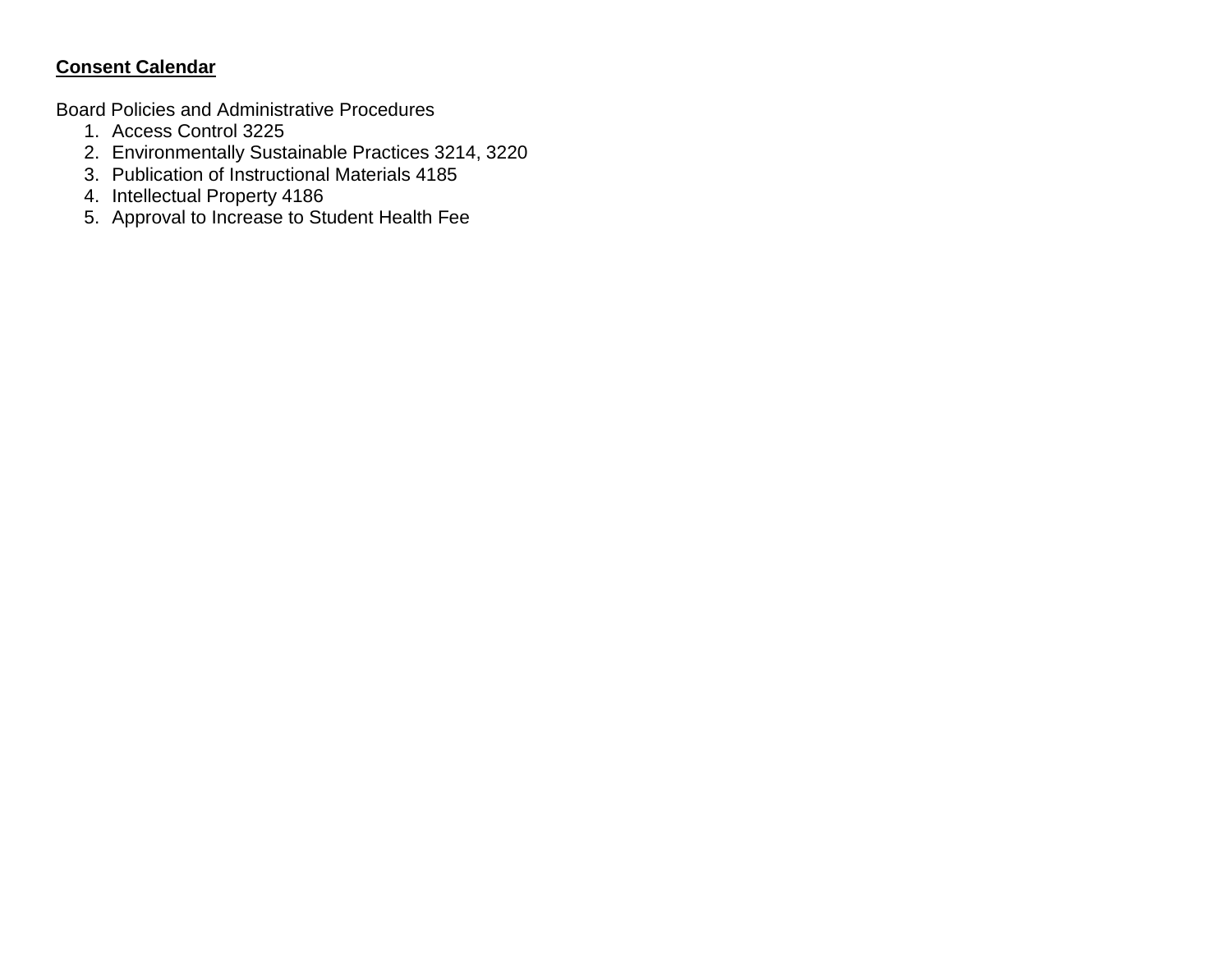**<u>Consent Calendar</u>**

Board Policies and Administrative Procedures

1. Access Control 3225
2. Environmentally Sustainable Practices 3214, 3220
3. Publication of Instructional Materials 4185
4. Intellectual Property 4186
5. Approval to Increase to Student Health Fee